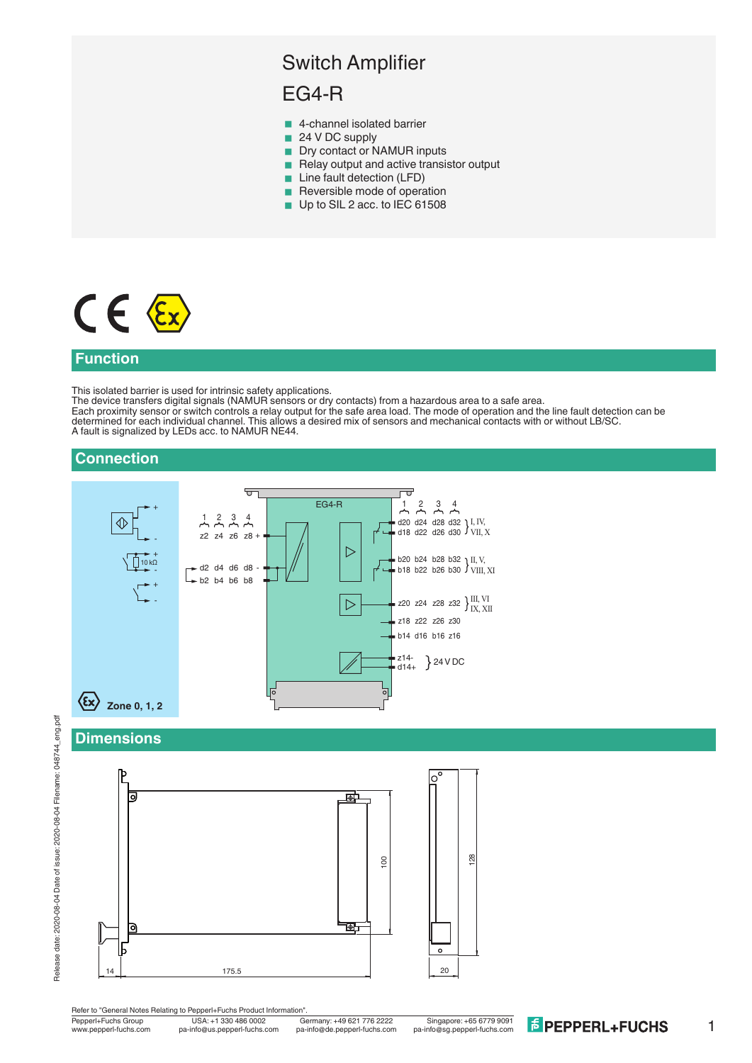# Switch Amplifier

# EG4-R

- 4-channel isolated barrier
- 24 V DC supply
- Dry contact or NAMUR inputs
- Relay output and active transistor output
- Line fault detection (LFD)
- Reversible mode of operation
- Up to SIL 2 acc. to IEC 61508

## Function

This isolated barrier is used for intrinsic safety applications.
The device transfers digital signals (NAMUR sensors or dry contacts) from a hazardous area to a safe area.
Each proximity sensor or switch controls a relay output for the safe area load. The mode of operation and the line fault detection can be determined for each individual channel. This allows a desired mix of sensors and mechanical contacts with or without LB/SC.
A fault is signalized by LEDs acc. to NAMUR NE44.

## Connection

EG4-R

Inputs (channels 1, 2, 3, 4):
- z2 z4 z6 z8 +
- d2 d4 d6 d8 -
- b2 b4 b6 b8

10 kΩ

Outputs (channels 1, 2, 3, 4):
- d20 d24 d28 d32 / d18 d22 d26 d30 } I, IV, VII, X
- b20 b24 b28 b32 / b18 b22 b26 b30 } II, V, VIII, XI
- z20 z24 z28 z32 / z18 z22 z26 z30 } III, VI, IX, XII
- b14 d16 b16 z16
- z14- / d14+ } 24 V DC

Zone 0, 1, 2

## Dimensions

14, 175.5, 100, 128, 20

Refer to "General Notes Relating to Pepperl+Fuchs Product Information".

Pepperl+Fuchs Group
www.pepperl-fuchs.com

USA: +1 330 486 0002
pa-info@us.pepperl-fuchs.com

Germany: +49 621 776 2222
pa-info@de.pepperl-fuchs.com

Singapore: +65 6779 9091
pa-info@sg.pepperl-fuchs.com

PEPPERL+FUCHS

Release date: 2020-08-04 Date of issue: 2020-08-04 Filename: 048744_eng.pdf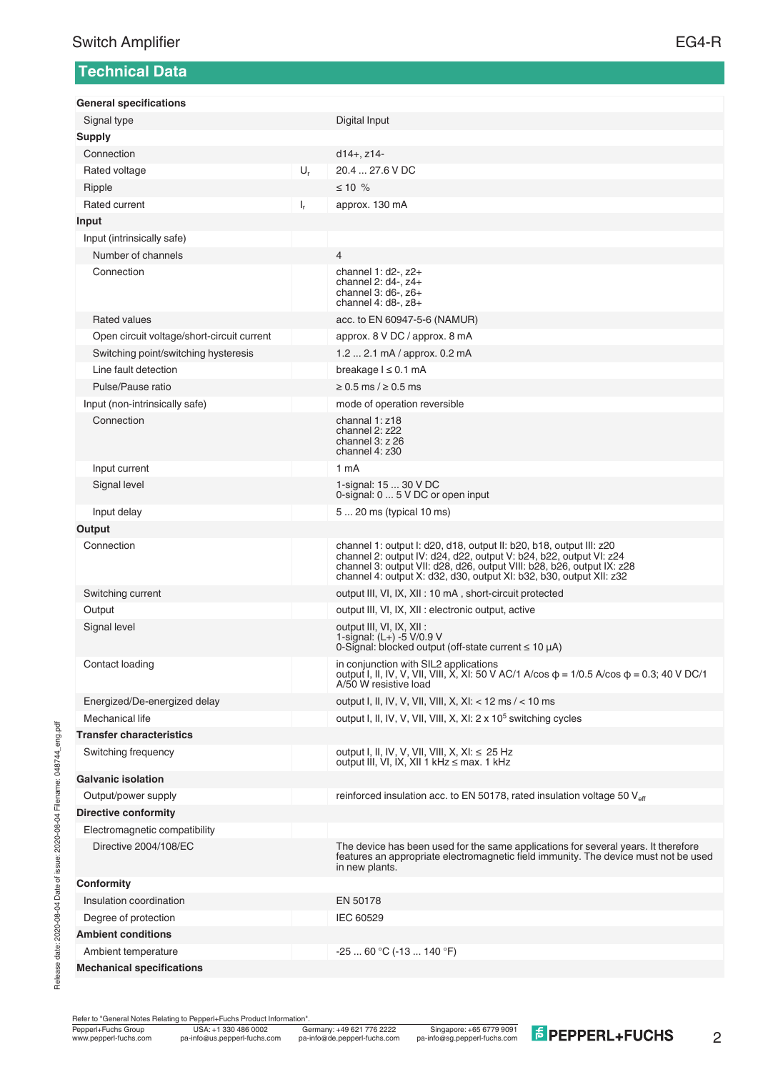## Technical Data

| | | |
|---|---|---|
| **General specifications** | | |
| Signal type | | Digital Input |
| **Supply** | | |
| Connection | | d14+, z14- |
| Rated voltage | $U_r$ | 20.4 ... 27.6 V DC |
| Ripple | | ≤ 10 % |
| Rated current | $I_r$ | approx. 130 mA |
| **Input** | | |
| Input (intrinsically safe) | | |
| Number of channels | | 4 |
| Connection | | channel 1: d2-, z2+<br>channel 2: d4-, z4+<br>channel 3: d6-, z6+<br>channel 4: d8-, z8+ |
| Rated values | | acc. to EN 60947-5-6 (NAMUR) |
| Open circuit voltage/short-circuit current | | approx. 8 V DC / approx. 8 mA |
| Switching point/switching hysteresis | | 1.2 ... 2.1 mA / approx. 0.2 mA |
| Line fault detection | | breakage I ≤ 0.1 mA |
| Pulse/Pause ratio | | ≥ 0.5 ms / ≥ 0.5 ms |
| Input (non-intrinsically safe) | | mode of operation reversible |
| Connection | | channal 1: z18<br>channal 2: z22<br>channal 3: z 26<br>channal 4: z30 |
| Input current | | 1 mA |
| Signal level | | 1-signal: 15 ... 30 V DC<br>0-signal: 0 ... 5 V DC or open input |
| Input delay | | 5 ... 20 ms (typical 10 ms) |
| **Output** | | |
| Connection | | channel 1: output I: d20, d18, output II: b20, b18, output III: z20<br>channel 2: output IV: d24, d22, output V: b24, b22, output VI: z24<br>channel 3: output VII: d28, d26, output VIII: b28, b26, output IX: z28<br>channel 4: output X: d32, d30, output XI: b32, b30, output XII: z32 |
| Switching current | | output III, VI, IX, XII : 10 mA , short-circuit protected |
| Output | | output III, VI, IX, XII : electronic output, active |
| Signal level | | output III, VI, IX, XII :<br>1-signal: (L+) -5 V/0.9 V<br>0-Signal: blocked output (off-state current ≤ 10 µA) |
| Contact loading | | in conjunction with SIL2 applications<br>output I, II, IV, V, VII, VIII, X, XI: 50 V AC/1 A/cos ϕ = 1/0.5 A/cos ϕ = 0.3; 40 V DC/1 A/50 W resistive load |
| Energized/De-energized delay | | output I, II, IV, V, VII, VIII, X, XI: < 12 ms / < 10 ms |
| Mechanical life | | output I, II, IV, V, VII, VIII, X, XI: 2 x $10^5$ switching cycles |
| **Transfer characteristics** | | |
| Switching frequency | | output I, II, IV, V, VII, VIII, X, XI: ≤ 25 Hz<br>output III, VI, IX, XII 1 kHz ≤ max. 1 kHz |
| **Galvanic isolation** | | |
| Output/power supply | | reinforced insulation acc. to EN 50178, rated insulation voltage 50 $V_{eff}$ |
| **Directive conformity** | | |
| Electromagnetic compatibility | | |
| Directive 2004/108/EC | | The device has been used for the same applications for several years. It therefore features an appropriate electromagnetic field immunity. The device must not be used in new plants. |
| **Conformity** | | |
| Insulation coordination | | EN 50178 |
| Degree of protection | | IEC 60529 |
| **Ambient conditions** | | |
| Ambient temperature | | -25 ... 60 °C (-13 ... 140 °F) |
| **Mechanical specifications** | | |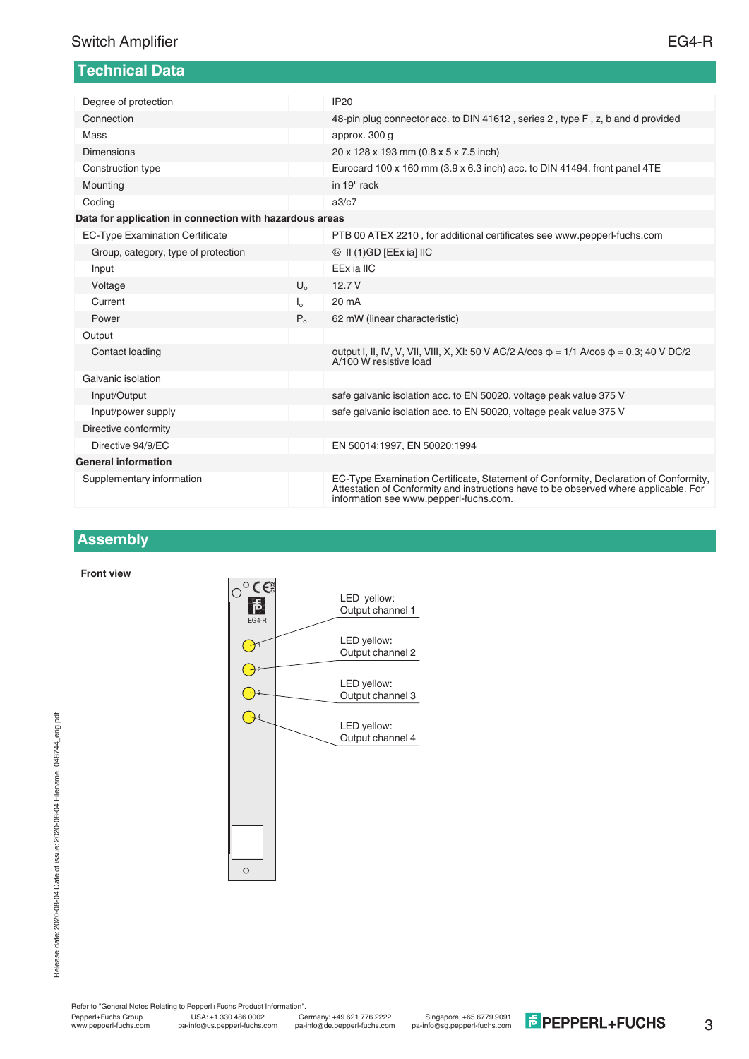## Technical Data

| | | |
|---|---|---|
| Degree of protection | | IP20 |
| Connection | | 48-pin plug connector acc. to DIN 41612 , series 2 , type F , z, b and d provided |
| Mass | | approx. 300 g |
| Dimensions | | 20 x 128 x 193 mm (0.8 x 5 x 7.5 inch) |
| Construction type | | Eurocard 100 x 160 mm (3.9 x 6.3 inch) acc. to DIN 41494, front panel 4TE |
| Mounting | | in 19" rack |
| Coding | | a3/c7 |
| **Data for application in connection with hazardous areas** | | |
| EC-Type Examination Certificate | | PTB 00 ATEX 2210 , for additional certificates see www.pepperl-fuchs.com |
| Group, category, type of protection | | Ⓔx II (1)GD [EEx ia] IIC |
| Input | | EEx ia IIC |
| Voltage | $U_o$ | 12.7 V |
| Current | $I_o$ | 20 mA |
| Power | $P_o$ | 62 mW (linear characteristic) |
| Output | | |
| Contact loading | | output I, II, IV, V, VII, VIII, X, XI: 50 V AC/2 A/cos φ = 1/1 A/cos φ = 0.3; 40 V DC/2 A/100 W resistive load |
| Galvanic isolation | | |
| Input/Output | | safe galvanic isolation acc. to EN 50020, voltage peak value 375 V |
| Input/power supply | | safe galvanic isolation acc. to EN 50020, voltage peak value 375 V |
| Directive conformity | | |
| Directive 94/9/EC | | EN 50014:1997, EN 50020:1994 |
| **General information** | | |
| Supplementary information | | EC-Type Examination Certificate, Statement of Conformity, Declaration of Conformity, Attestation of Conformity and instructions have to be observed where applicable. For information see www.pepperl-fuchs.com. |

## Assembly

**Front view**

EG4-R

LED yellow: Output channel 1

LED yellow: Output channel 2

LED yellow: Output channel 3

LED yellow: Output channel 4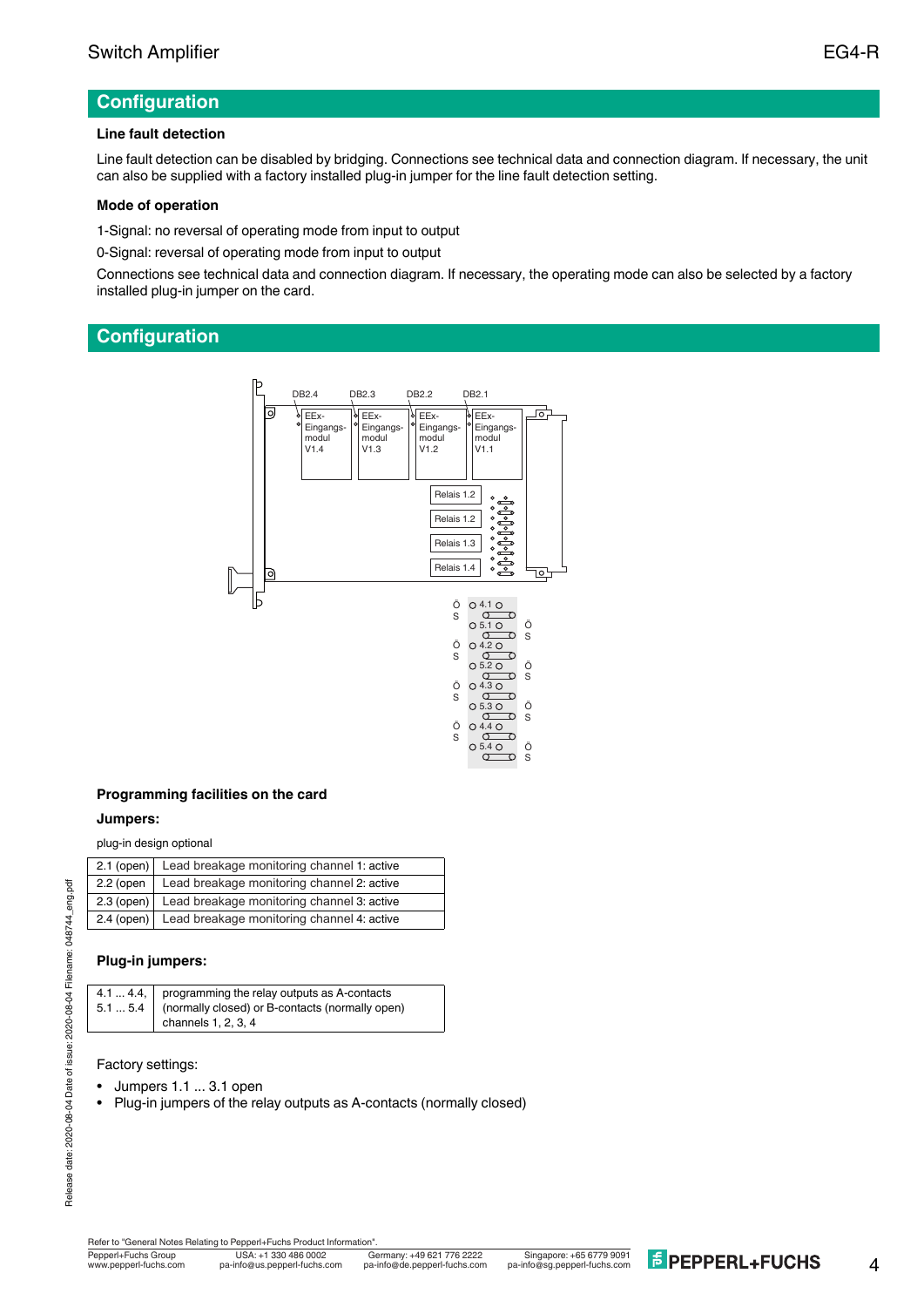## Configuration

### Line fault detection

Line fault detection can be disabled by bridging. Connections see technical data and connection diagram. If necessary, the unit can also be supplied with a factory installed plug-in jumper for the line fault detection setting.

### Mode of operation

1-Signal: no reversal of operating mode from input to output

0-Signal: reversal of operating mode from input to output

Connections see technical data and connection diagram. If necessary, the operating mode can also be selected by a factory installed plug-in jumper on the card.

## Configuration

DB2.4 DB2.3 DB2.2 DB2.1

EEx-Eingangs-modul V1.4

EEx-Eingangs-modul V1.3

EEx-Eingangs-modul V1.2

EEx-Eingangs-modul V1.1

Relais 1.2

Relais 1.2

Relais 1.3

Relais 1.4

Ö S 4.1

5.1 Ö S

Ö S 4.2

5.2 Ö S

Ö S 4.3

5.3 Ö S

Ö S 4.4

5.4 Ö S

### Programming facilities on the card

### Jumpers:

plug-in design optional

| | |
|---|---|
| 2.1 (open) | Lead breakage monitoring channel 1: active |
| 2.2 (open | Lead breakage monitoring channel 2: active |
| 2.3 (open) | Lead breakage monitoring channel 3: active |
| 2.4 (open) | Lead breakage monitoring channel 4: active |

### Plug-in jumpers:

| | |
|---|---|
| 4.1 ... 4.4, 5.1 ... 5.4 | programming the relay outputs as A-contacts (normally closed) or B-contacts (normally open) channels 1, 2, 3, 4 |

Factory settings:

- Jumpers 1.1 ... 3.1 open
- Plug-in jumpers of the relay outputs as A-contacts (normally closed)